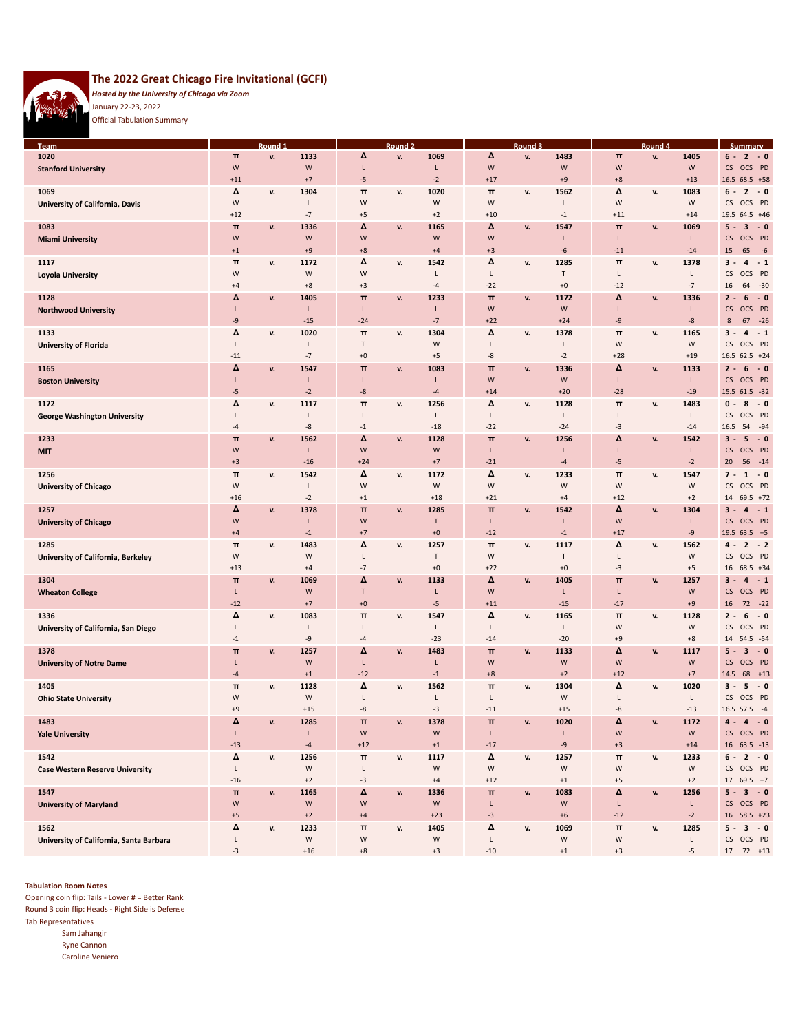# The 2022 Great Chicago Fire Invitational (GCFI)

*Hosted by the University of Chicago via Zoom*

January 22-23, 2022

Official Tabulation Summary

| Team | Round 1 | | | | Round 2 | | | | Round 3 | | | | Round 4 | | | | Summary |
|---|---|---|---|---|---|---|---|---|---|---|---|---|---|---|---|---|---|
| 1020 | π | v. | 1133 | | Δ | v. | 1069 | | Δ | v. | 1483 | | π | v. | 1405 | | 6 - 2 - 0 |
| Stanford University | W | | W | | L | | L | | W | | W | | W | | W | | CS OCS PD |
| | +11 | | +7 | | -5 | | -2 | | +17 | | +9 | | +8 | | +13 | | 16.5 68.5 +58 |
| 1069 | Δ | v. | 1304 | | π | v. | 1020 | | π | v. | 1562 | | Δ | v. | 1083 | | 6 - 2 - 0 |
| University of California, Davis | W | | L | | W | | W | | W | | L | | W | | W | | CS OCS PD |
| | +12 | | -7 | | +5 | | +2 | | +10 | | -1 | | +11 | | +14 | | 19.5 64.5 +46 |
| 1083 | π | v. | 1336 | | Δ | v. | 1165 | | Δ | v. | 1547 | | π | v. | 1069 | | 5 - 3 - 0 |
| Miami University | W | | W | | W | | W | | W | | L | | L | | L | | CS OCS PD |
| | +1 | | +9 | | +8 | | +4 | | +3 | | -6 | | -11 | | -14 | | 15 65 -6 |
| 1117 | π | v. | 1172 | | Δ | v. | 1542 | | Δ | v. | 1285 | | π | v. | 1378 | | 3 - 4 - 1 |
| Loyola University | W | | W | | W | | L | | L | | T | | L | | L | | CS OCS PD |
| | +4 | | +8 | | +3 | | -4 | | -22 | | +0 | | -12 | | -7 | | 16 64 -30 |
| 1128 | Δ | v. | 1405 | | π | v. | 1233 | | π | v. | 1172 | | Δ | v. | 1336 | | 2 - 6 - 0 |
| Northwood University | L | | L | | L | | L | | W | | W | | L | | L | | CS OCS PD |
| | -9 | | -15 | | -24 | | -7 | | +22 | | +24 | | -9 | | -8 | | 8 67 -26 |
| 1133 | Δ | v. | 1020 | | π | v. | 1304 | | Δ | v. | 1378 | | π | v. | 1165 | | 3 - 4 - 1 |
| University of Florida | L | | L | | T | | W | | L | | L | | W | | W | | CS OCS PD |
| | -11 | | -7 | | +0 | | +5 | | -8 | | -2 | | +28 | | +19 | | 16.5 62.5 +24 |
| 1165 | Δ | v. | 1547 | | π | v. | 1083 | | π | v. | 1336 | | Δ | v. | 1133 | | 2 - 6 - 0 |
| Boston University | L | | L | | L | | L | | W | | W | | L | | L | | CS OCS PD |
| | -5 | | -2 | | -8 | | -4 | | +14 | | +20 | | -28 | | -19 | | 15.5 61.5 -32 |
| 1172 | Δ | v. | 1117 | | π | v. | 1256 | | Δ | v. | 1128 | | π | v. | 1483 | | 0 - 8 - 0 |
| George Washington University | L | | L | | L | | L | | L | | L | | L | | L | | CS OCS PD |
| | -4 | | -8 | | -1 | | -18 | | -22 | | -24 | | -3 | | -14 | | 16.5 54 -94 |
| 1233 | π | v. | 1562 | | Δ | v. | 1128 | | π | v. | 1256 | | Δ | v. | 1542 | | 3 - 5 - 0 |
| MIT | W | | L | | W | | W | | L | | L | | L | | L | | CS OCS PD |
| | +3 | | -16 | | +24 | | +7 | | -21 | | -4 | | -5 | | -2 | | 20 56 -14 |
| 1256 | π | v. | 1542 | | Δ | v. | 1172 | | Δ | v. | 1233 | | π | v. | 1547 | | 7 - 1 - 0 |
| University of Chicago | W | | L | | W | | W | | W | | W | | W | | W | | CS OCS PD |
| | +16 | | -2 | | +1 | | +18 | | +21 | | +4 | | +12 | | +2 | | 14 69.5 +72 |
| 1257 | Δ | v. | 1378 | | π | v. | 1285 | | π | v. | 1542 | | Δ | v. | 1304 | | 3 - 4 - 1 |
| University of Chicago | W | | L | | W | | T | | L | | L | | W | | L | | CS OCS PD |
| | +4 | | -1 | | +7 | | +0 | | -12 | | -1 | | +17 | | -9 | | 19.5 63.5 +5 |
| 1285 | π | v. | 1483 | | Δ | v. | 1257 | | π | v. | 1117 | | Δ | v. | 1562 | | 4 - 2 - 2 |
| University of California, Berkeley | W | | W | | L | | T | | W | | T | | L | | W | | CS OCS PD |
| | +13 | | +4 | | -7 | | +0 | | +22 | | +0 | | -3 | | +5 | | 16 68.5 +34 |
| 1304 | π | v. | 1069 | | Δ | v. | 1133 | | Δ | v. | 1405 | | π | v. | 1257 | | 3 - 4 - 1 |
| Wheaton College | L | | W | | T | | L | | W | | L | | L | | W | | CS OCS PD |
| | -12 | | +7 | | +0 | | -5 | | +11 | | -15 | | -17 | | +9 | | 16 72 -22 |
| 1336 | Δ | v. | 1083 | | π | v. | 1547 | | Δ | v. | 1165 | | π | v. | 1128 | | 2 - 6 - 0 |
| University of California, San Diego | L | | L | | L | | L | | L | | L | | W | | W | | CS OCS PD |
| | -1 | | -9 | | -4 | | -23 | | -14 | | -20 | | +9 | | +8 | | 14 54.5 -54 |
| 1378 | π | v. | 1257 | | Δ | v. | 1483 | | π | v. | 1133 | | Δ | v. | 1117 | | 5 - 3 - 0 |
| University of Notre Dame | L | | W | | L | | L | | W | | W | | W | | W | | CS OCS PD |
| | -4 | | +1 | | -12 | | -1 | | +8 | | +2 | | +12 | | +7 | | 14.5 68 +13 |
| 1405 | π | v. | 1128 | | Δ | v. | 1562 | | π | v. | 1304 | | Δ | v. | 1020 | | 3 - 5 - 0 |
| Ohio State University | W | | W | | L | | L | | L | | W | | L | | L | | CS OCS PD |
| | +9 | | +15 | | -8 | | -3 | | -11 | | +15 | | -8 | | -13 | | 16.5 57.5 -4 |
| 1483 | Δ | v. | 1285 | | π | v. | 1378 | | π | v. | 1020 | | Δ | v. | 1172 | | 4 - 4 - 0 |
| Yale University | L | | L | | W | | W | | L | | L | | W | | W | | CS OCS PD |
| | -13 | | -4 | | +12 | | +1 | | -17 | | -9 | | +3 | | +14 | | 16 63.5 -13 |
| 1542 | Δ | v. | 1256 | | π | v. | 1117 | | Δ | v. | 1257 | | π | v. | 1233 | | 6 - 2 - 0 |
| Case Western Reserve University | L | | W | | L | | W | | W | | W | | W | | W | | CS OCS PD |
| | -16 | | +2 | | -3 | | +4 | | +12 | | +1 | | +5 | | +2 | | 17 69.5 +7 |
| 1547 | π | v. | 1165 | | Δ | v. | 1336 | | π | v. | 1083 | | Δ | v. | 1256 | | 5 - 3 - 0 |
| University of Maryland | W | | W | | W | | W | | L | | W | | L | | L | | CS OCS PD |
| | +5 | | +2 | | +4 | | +23 | | -3 | | +6 | | -12 | | -2 | | 16 58.5 +23 |
| 1562 | Δ | v. | 1233 | | π | v. | 1405 | | Δ | v. | 1069 | | π | v. | 1285 | | 5 - 3 - 0 |
| University of California, Santa Barbara | L | | W | | W | | W | | L | | W | | W | | L | | CS OCS PD |
| | -3 | | +16 | | +8 | | +3 | | -10 | | +1 | | +3 | | -5 | | 17 72 +13 |

**Tabulation Room Notes**

Opening coin flip: Tails - Lower # = Better Rank

Round 3 coin flip: Heads - Right Side is Defense

Tab Representatives

- Sam Jahangir
- Ryne Cannon
- Caroline Veniero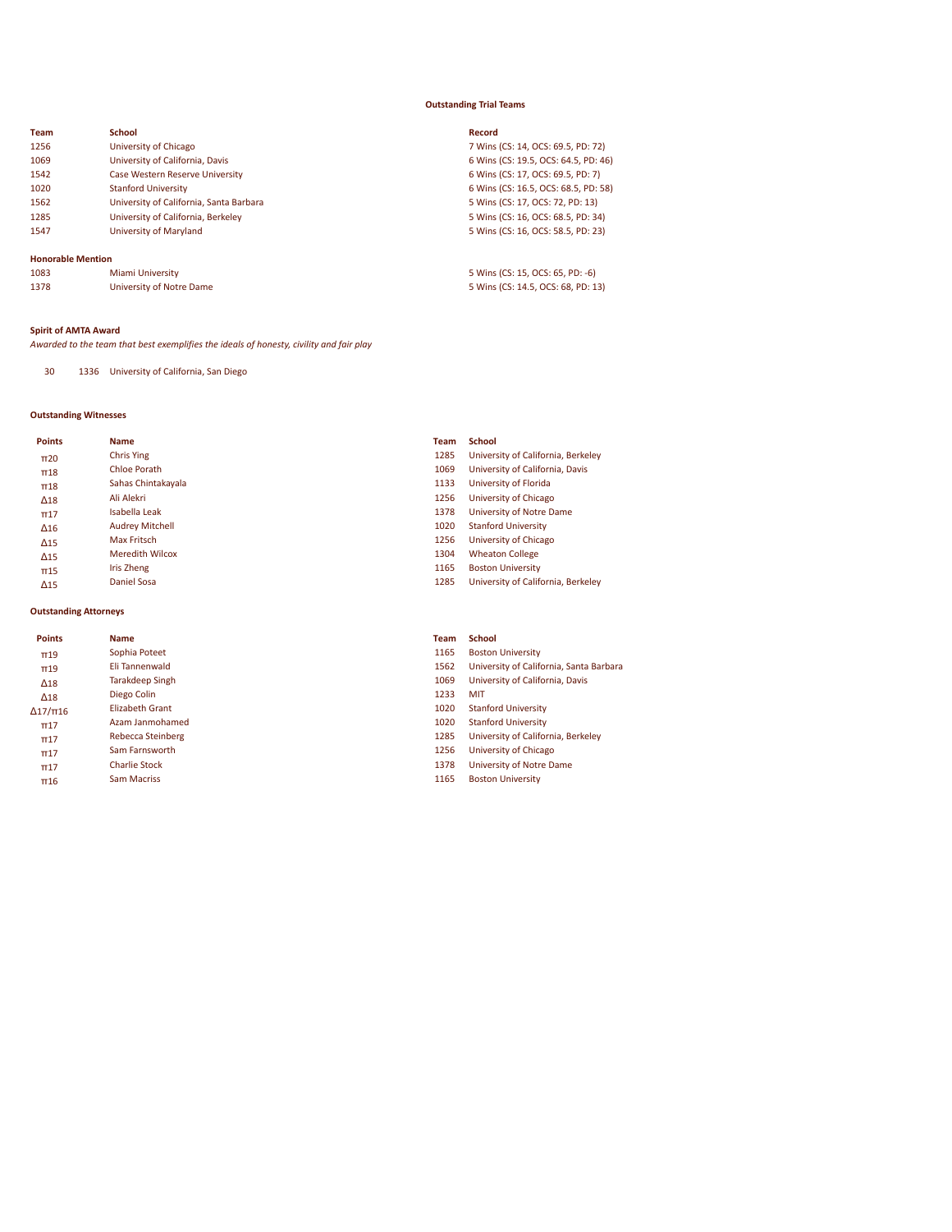**Outstanding Trial Teams**

| Team | School | Record |
|---|---|---|
| 1256 | University of Chicago | 7 Wins (CS: 14, OCS: 69.5, PD: 72) |
| 1069 | University of California, Davis | 6 Wins (CS: 19.5, OCS: 64.5, PD: 46) |
| 1542 | Case Western Reserve University | 6 Wins (CS: 17, OCS: 69.5, PD: 7) |
| 1020 | Stanford University | 6 Wins (CS: 16.5, OCS: 68.5, PD: 58) |
| 1562 | University of California, Santa Barbara | 5 Wins (CS: 17, OCS: 72, PD: 13) |
| 1285 | University of California, Berkeley | 5 Wins (CS: 16, OCS: 68.5, PD: 34) |
| 1547 | University of Maryland | 5 Wins (CS: 16, OCS: 58.5, PD: 23) |

**Honorable Mention**

| | | |
|---|---|---|
| 1083 | Miami University | 5 Wins (CS: 15, OCS: 65, PD: -6) |
| 1378 | University of Notre Dame | 5 Wins (CS: 14.5, OCS: 68, PD: 13) |

**Spirit of AMTA Award**

*Awarded to the team that best exemplifies the ideals of honesty, civility and fair play*

30 1336 University of California, San Diego

**Outstanding Witnesses**

| Points | Name | Team | School |
|---|---|---|---|
| π20 | Chris Ying | 1285 | University of California, Berkeley |
| π18 | Chloe Porath | 1069 | University of California, Davis |
| π18 | Sahas Chintakayala | 1133 | University of Florida |
| Δ18 | Ali Alekri | 1256 | University of Chicago |
| π17 | Isabella Leak | 1378 | University of Notre Dame |
| Δ16 | Audrey Mitchell | 1020 | Stanford University |
| Δ15 | Max Fritsch | 1256 | University of Chicago |
| Δ15 | Meredith Wilcox | 1304 | Wheaton College |
| π15 | Iris Zheng | 1165 | Boston University |
| Δ15 | Daniel Sosa | 1285 | University of California, Berkeley |

**Outstanding Attorneys**

| Points | Name | Team | School |
|---|---|---|---|
| π19 | Sophia Poteet | 1165 | Boston University |
| π19 | Eli Tannenwald | 1562 | University of California, Santa Barbara |
| Δ18 | Tarakdeep Singh | 1069 | University of California, Davis |
| Δ18 | Diego Colin | 1233 | MIT |
| Δ17/π16 | Elizabeth Grant | 1020 | Stanford University |
| π17 | Azam Janmohamed | 1020 | Stanford University |
| π17 | Rebecca Steinberg | 1285 | University of California, Berkeley |
| π17 | Sam Farnsworth | 1256 | University of Chicago |
| π17 | Charlie Stock | 1378 | University of Notre Dame |
| π16 | Sam Macriss | 1165 | Boston University |